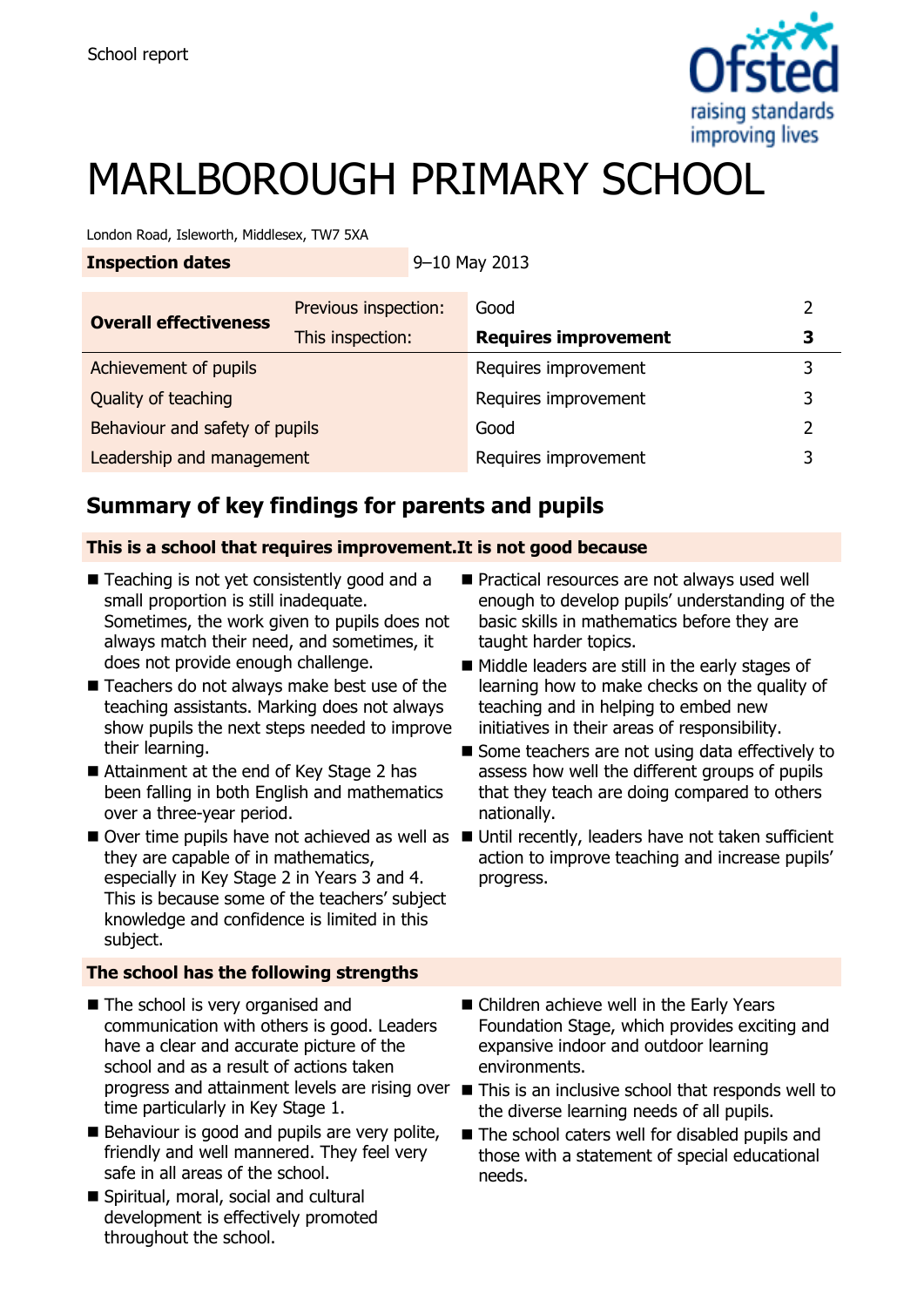School report

# MARLBOROUGH PRIMARY SCHOOL

London Road, Isleworth, Middlesex, TW7 5XA

| **Inspection dates** | 9–10 May 2013 |
|---|---|

| **Overall effectiveness** | Previous inspection: | Good | 2 |
|---|---|---|---|
| | This inspection: | **Requires improvement** | **3** |
| Achievement of pupils | | Requires improvement | 3 |
| Quality of teaching | | Requires improvement | 3 |
| Behaviour and safety of pupils | | Good | 2 |
| Leadership and management | | Requires improvement | 3 |

## Summary of key findings for parents and pupils

### This is a school that requires improvement.It is not good because

- Teaching is not yet consistently good and a small proportion is still inadequate. Sometimes, the work given to pupils does not always match their need, and sometimes, it does not provide enough challenge.
- Teachers do not always make best use of the teaching assistants. Marking does not always show pupils the next steps needed to improve their learning.
- Attainment at the end of Key Stage 2 has been falling in both English and mathematics over a three-year period.
- Over time pupils have not achieved as well as they are capable of in mathematics, especially in Key Stage 2 in Years 3 and 4. This is because some of the teachers' subject knowledge and confidence is limited in this subject.
- Practical resources are not always used well enough to develop pupils' understanding of the basic skills in mathematics before they are taught harder topics.
- Middle leaders are still in the early stages of learning how to make checks on the quality of teaching and in helping to embed new initiatives in their areas of responsibility.
- Some teachers are not using data effectively to assess how well the different groups of pupils that they teach are doing compared to others nationally.
- Until recently, leaders have not taken sufficient action to improve teaching and increase pupils' progress.

### The school has the following strengths

- The school is very organised and communication with others is good. Leaders have a clear and accurate picture of the school and as a result of actions taken progress and attainment levels are rising over time particularly in Key Stage 1.
- Behaviour is good and pupils are very polite, friendly and well mannered. They feel very safe in all areas of the school.
- Spiritual, moral, social and cultural development is effectively promoted throughout the school.
- Children achieve well in the Early Years Foundation Stage, which provides exciting and expansive indoor and outdoor learning environments.
- This is an inclusive school that responds well to the diverse learning needs of all pupils.
- The school caters well for disabled pupils and those with a statement of special educational needs.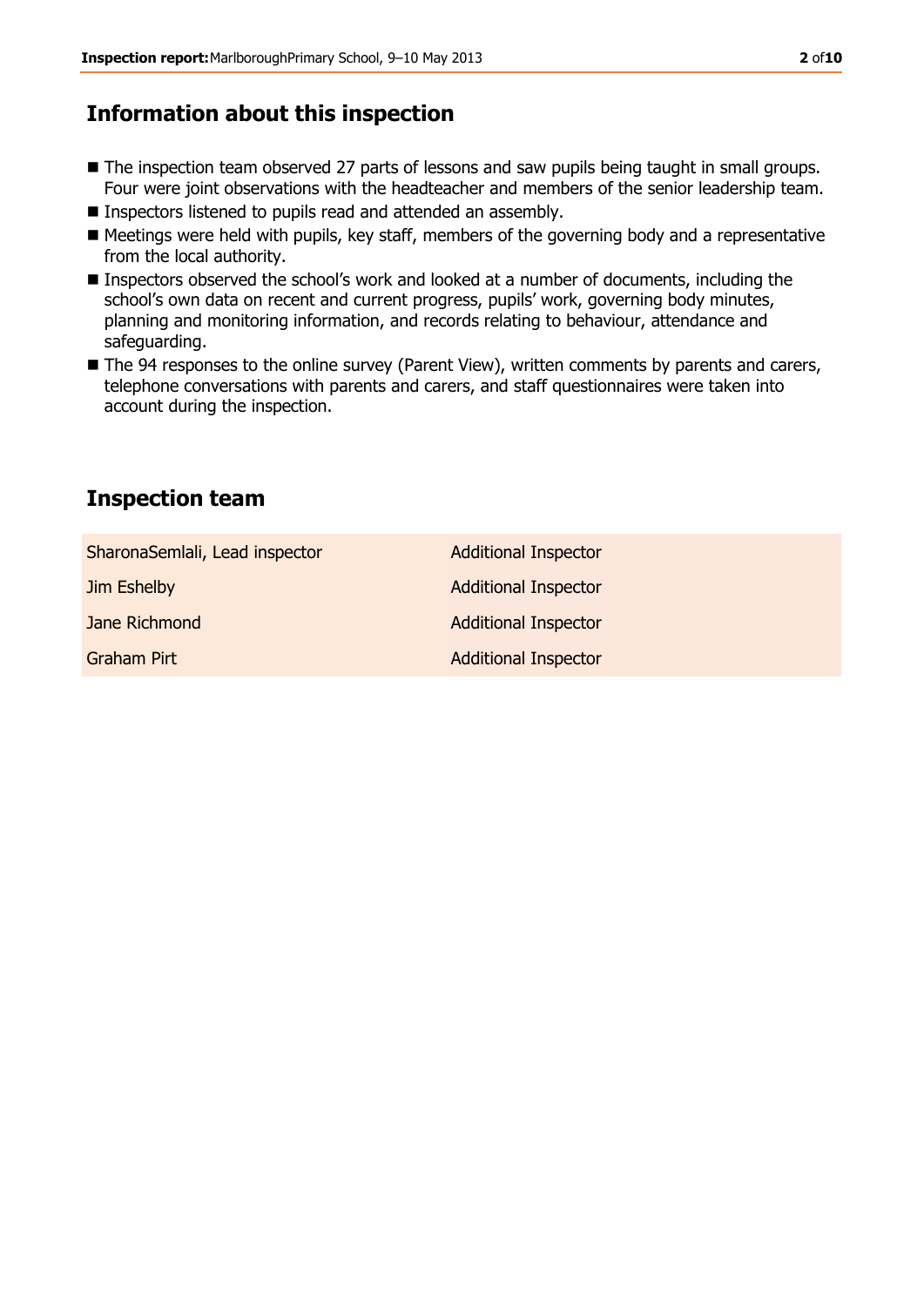## Information about this inspection

- The inspection team observed 27 parts of lessons and saw pupils being taught in small groups. Four were joint observations with the headteacher and members of the senior leadership team.
- Inspectors listened to pupils read and attended an assembly.
- Meetings were held with pupils, key staff, members of the governing body and a representative from the local authority.
- Inspectors observed the school's work and looked at a number of documents, including the school's own data on recent and current progress, pupils' work, governing body minutes, planning and monitoring information, and records relating to behaviour, attendance and safeguarding.
- The 94 responses to the online survey (Parent View), written comments by parents and carers, telephone conversations with parents and carers, and staff questionnaires were taken into account during the inspection.

## Inspection team

| | |
|---|---|
| SharonaSemlali, Lead inspector | Additional Inspector |
| Jim Eshelby | Additional Inspector |
| Jane Richmond | Additional Inspector |
| Graham Pirt | Additional Inspector |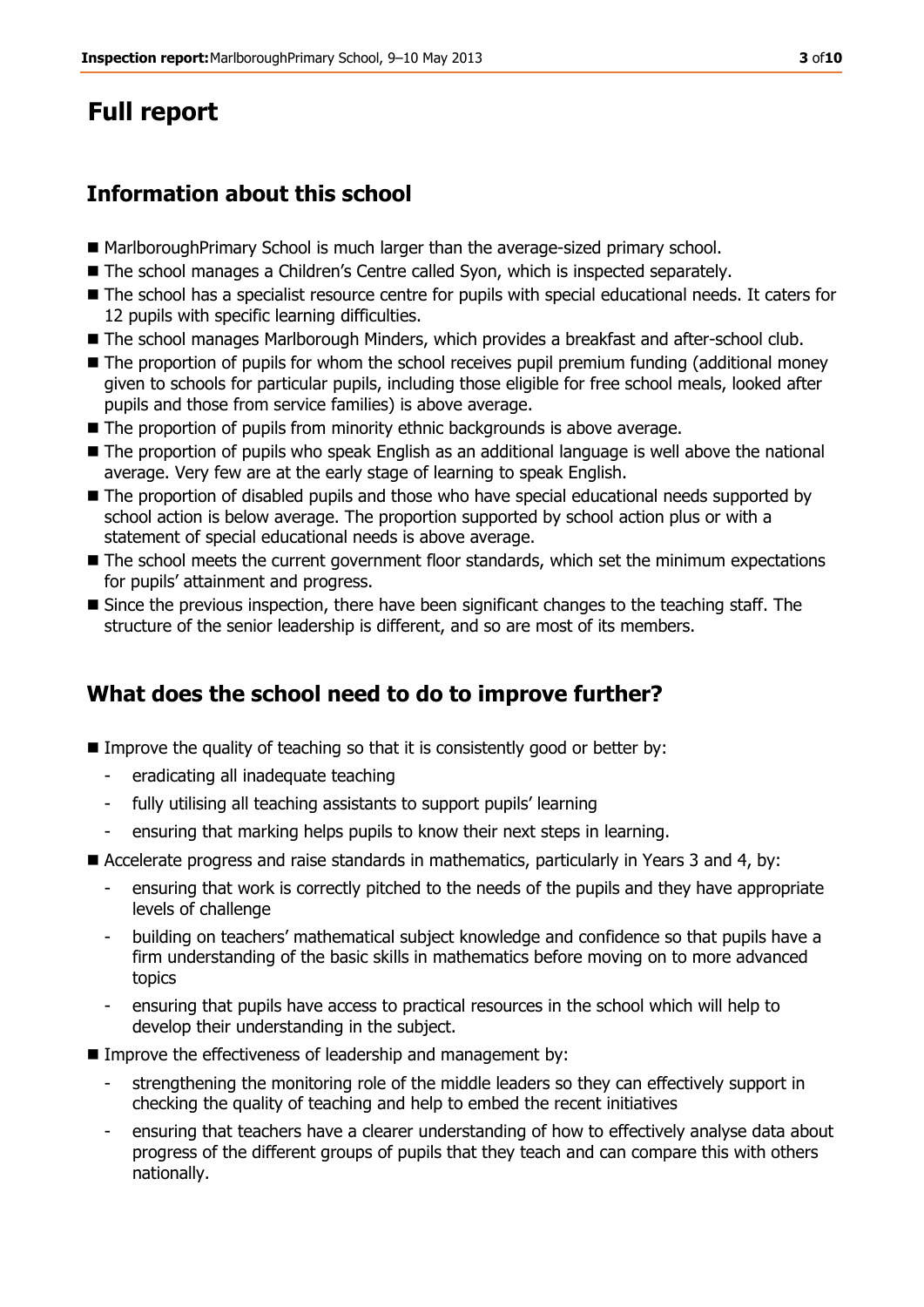# Full report

## Information about this school

- MarlboroughPrimary School is much larger than the average-sized primary school.
- The school manages a Children's Centre called Syon, which is inspected separately.
- The school has a specialist resource centre for pupils with special educational needs. It caters for 12 pupils with specific learning difficulties.
- The school manages Marlborough Minders, which provides a breakfast and after-school club.
- The proportion of pupils for whom the school receives pupil premium funding (additional money given to schools for particular pupils, including those eligible for free school meals, looked after pupils and those from service families) is above average.
- The proportion of pupils from minority ethnic backgrounds is above average.
- The proportion of pupils who speak English as an additional language is well above the national average. Very few are at the early stage of learning to speak English.
- The proportion of disabled pupils and those who have special educational needs supported by school action is below average. The proportion supported by school action plus or with a statement of special educational needs is above average.
- The school meets the current government floor standards, which set the minimum expectations for pupils' attainment and progress.
- Since the previous inspection, there have been significant changes to the teaching staff. The structure of the senior leadership is different, and so are most of its members.

## What does the school need to do to improve further?

- Improve the quality of teaching so that it is consistently good or better by:
  - eradicating all inadequate teaching
  - fully utilising all teaching assistants to support pupils' learning
  - ensuring that marking helps pupils to know their next steps in learning.
- Accelerate progress and raise standards in mathematics, particularly in Years 3 and 4, by:
  - ensuring that work is correctly pitched to the needs of the pupils and they have appropriate levels of challenge
  - building on teachers' mathematical subject knowledge and confidence so that pupils have a firm understanding of the basic skills in mathematics before moving on to more advanced topics
  - ensuring that pupils have access to practical resources in the school which will help to develop their understanding in the subject.
- Improve the effectiveness of leadership and management by:
  - strengthening the monitoring role of the middle leaders so they can effectively support in checking the quality of teaching and help to embed the recent initiatives
  - ensuring that teachers have a clearer understanding of how to effectively analyse data about progress of the different groups of pupils that they teach and can compare this with others nationally.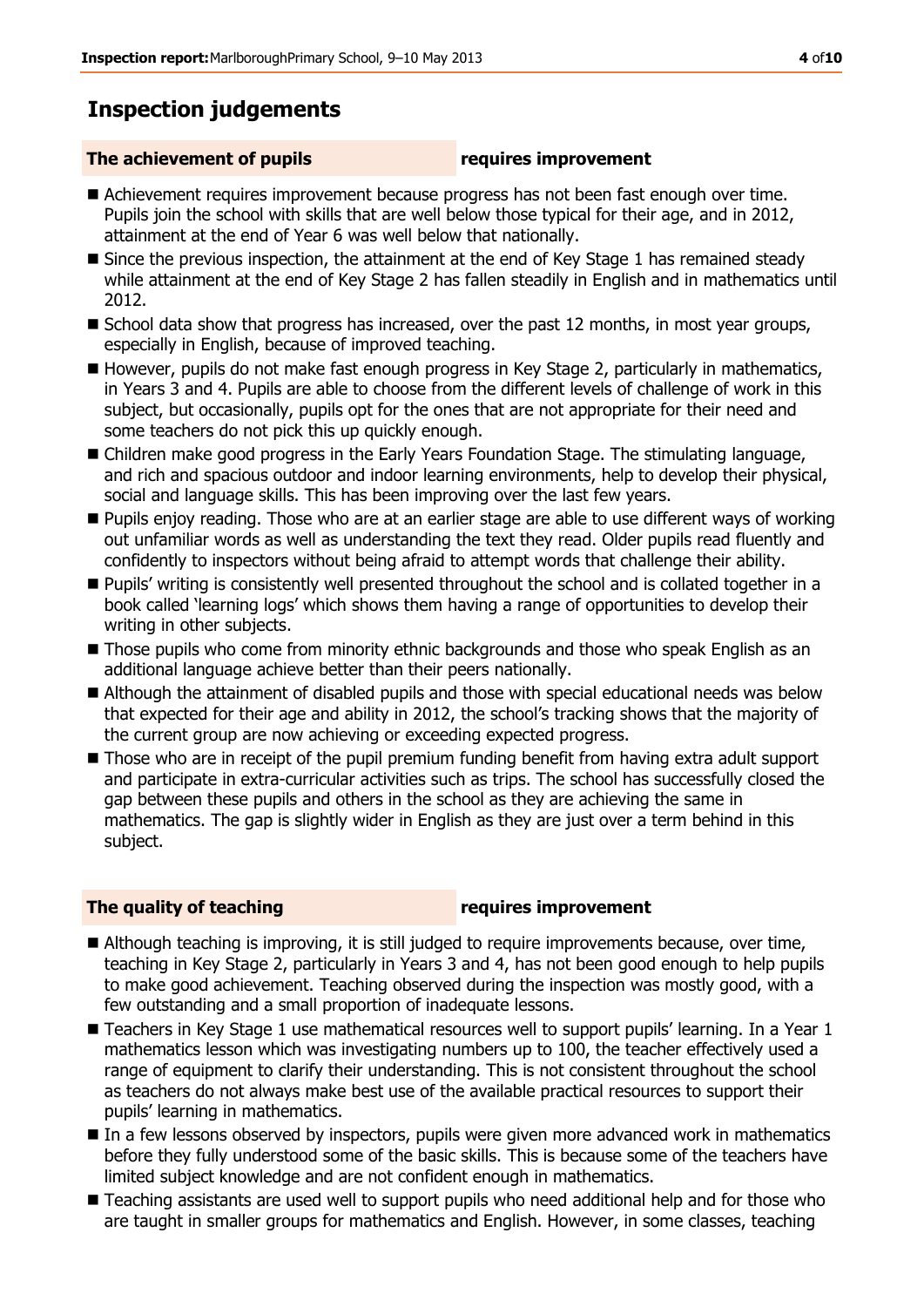# Inspection judgements

| **The achievement of pupils** | **requires improvement** |
|---|---|

- Achievement requires improvement because progress has not been fast enough over time. Pupils join the school with skills that are well below those typical for their age, and in 2012, attainment at the end of Year 6 was well below that nationally.
- Since the previous inspection, the attainment at the end of Key Stage 1 has remained steady while attainment at the end of Key Stage 2 has fallen steadily in English and in mathematics until 2012.
- School data show that progress has increased, over the past 12 months, in most year groups, especially in English, because of improved teaching.
- However, pupils do not make fast enough progress in Key Stage 2, particularly in mathematics, in Years 3 and 4. Pupils are able to choose from the different levels of challenge of work in this subject, but occasionally, pupils opt for the ones that are not appropriate for their need and some teachers do not pick this up quickly enough.
- Children make good progress in the Early Years Foundation Stage. The stimulating language, and rich and spacious outdoor and indoor learning environments, help to develop their physical, social and language skills. This has been improving over the last few years.
- Pupils enjoy reading. Those who are at an earlier stage are able to use different ways of working out unfamiliar words as well as understanding the text they read. Older pupils read fluently and confidently to inspectors without being afraid to attempt words that challenge their ability.
- Pupils' writing is consistently well presented throughout the school and is collated together in a book called 'learning logs' which shows them having a range of opportunities to develop their writing in other subjects.
- Those pupils who come from minority ethnic backgrounds and those who speak English as an additional language achieve better than their peers nationally.
- Although the attainment of disabled pupils and those with special educational needs was below that expected for their age and ability in 2012, the school's tracking shows that the majority of the current group are now achieving or exceeding expected progress.
- Those who are in receipt of the pupil premium funding benefit from having extra adult support and participate in extra-curricular activities such as trips. The school has successfully closed the gap between these pupils and others in the school as they are achieving the same in mathematics. The gap is slightly wider in English as they are just over a term behind in this subject.

| **The quality of teaching** | **requires improvement** |
|---|---|

- Although teaching is improving, it is still judged to require improvements because, over time, teaching in Key Stage 2, particularly in Years 3 and 4, has not been good enough to help pupils to make good achievement. Teaching observed during the inspection was mostly good, with a few outstanding and a small proportion of inadequate lessons.
- Teachers in Key Stage 1 use mathematical resources well to support pupils' learning. In a Year 1 mathematics lesson which was investigating numbers up to 100, the teacher effectively used a range of equipment to clarify their understanding. This is not consistent throughout the school as teachers do not always make best use of the available practical resources to support their pupils' learning in mathematics.
- In a few lessons observed by inspectors, pupils were given more advanced work in mathematics before they fully understood some of the basic skills. This is because some of the teachers have limited subject knowledge and are not confident enough in mathematics.
- Teaching assistants are used well to support pupils who need additional help and for those who are taught in smaller groups for mathematics and English. However, in some classes, teaching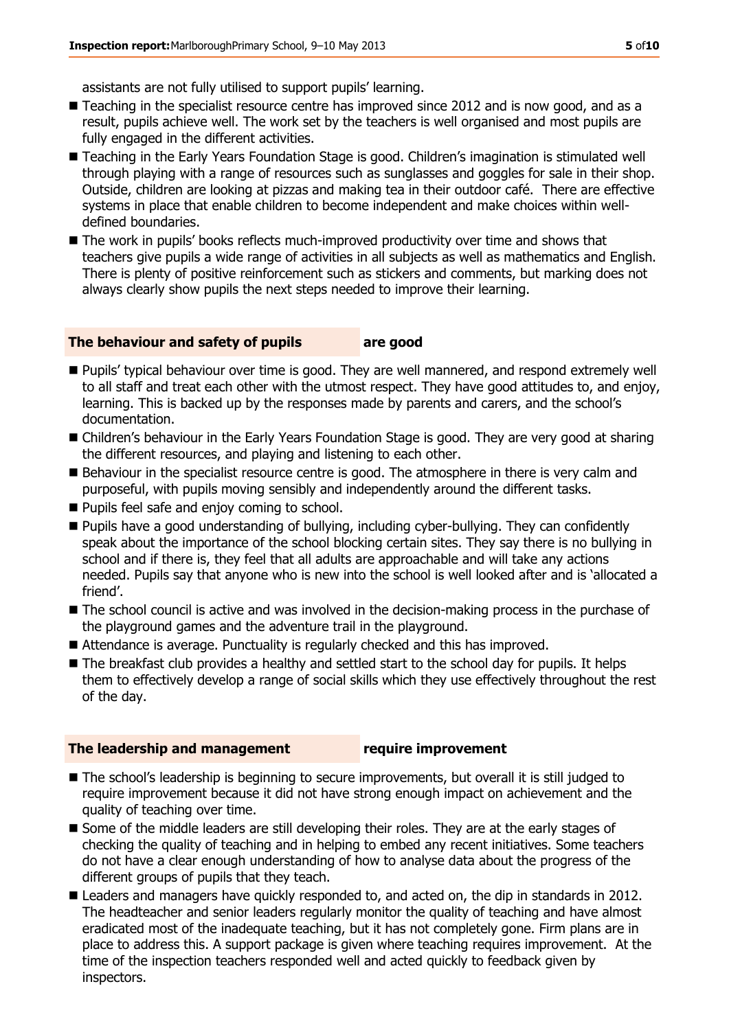assistants are not fully utilised to support pupils' learning.

- Teaching in the specialist resource centre has improved since 2012 and is now good, and as a result, pupils achieve well. The work set by the teachers is well organised and most pupils are fully engaged in the different activities.
- Teaching in the Early Years Foundation Stage is good. Children's imagination is stimulated well through playing with a range of resources such as sunglasses and goggles for sale in their shop. Outside, children are looking at pizzas and making tea in their outdoor café. There are effective systems in place that enable children to become independent and make choices within well-defined boundaries.
- The work in pupils' books reflects much-improved productivity over time and shows that teachers give pupils a wide range of activities in all subjects as well as mathematics and English. There is plenty of positive reinforcement such as stickers and comments, but marking does not always clearly show pupils the next steps needed to improve their learning.

## The behaviour and safety of pupils — are good

- Pupils' typical behaviour over time is good. They are well mannered, and respond extremely well to all staff and treat each other with the utmost respect. They have good attitudes to, and enjoy, learning. This is backed up by the responses made by parents and carers, and the school's documentation.
- Children's behaviour in the Early Years Foundation Stage is good. They are very good at sharing the different resources, and playing and listening to each other.
- Behaviour in the specialist resource centre is good. The atmosphere in there is very calm and purposeful, with pupils moving sensibly and independently around the different tasks.
- Pupils feel safe and enjoy coming to school.
- Pupils have a good understanding of bullying, including cyber-bullying. They can confidently speak about the importance of the school blocking certain sites. They say there is no bullying in school and if there is, they feel that all adults are approachable and will take any actions needed. Pupils say that anyone who is new into the school is well looked after and is 'allocated a friend'.
- The school council is active and was involved in the decision-making process in the purchase of the playground games and the adventure trail in the playground.
- Attendance is average. Punctuality is regularly checked and this has improved.
- The breakfast club provides a healthy and settled start to the school day for pupils. It helps them to effectively develop a range of social skills which they use effectively throughout the rest of the day.

## The leadership and management — require improvement

- The school's leadership is beginning to secure improvements, but overall it is still judged to require improvement because it did not have strong enough impact on achievement and the quality of teaching over time.
- Some of the middle leaders are still developing their roles. They are at the early stages of checking the quality of teaching and in helping to embed any recent initiatives. Some teachers do not have a clear enough understanding of how to analyse data about the progress of the different groups of pupils that they teach.
- Leaders and managers have quickly responded to, and acted on, the dip in standards in 2012. The headteacher and senior leaders regularly monitor the quality of teaching and have almost eradicated most of the inadequate teaching, but it has not completely gone. Firm plans are in place to address this. A support package is given where teaching requires improvement. At the time of the inspection teachers responded well and acted quickly to feedback given by inspectors.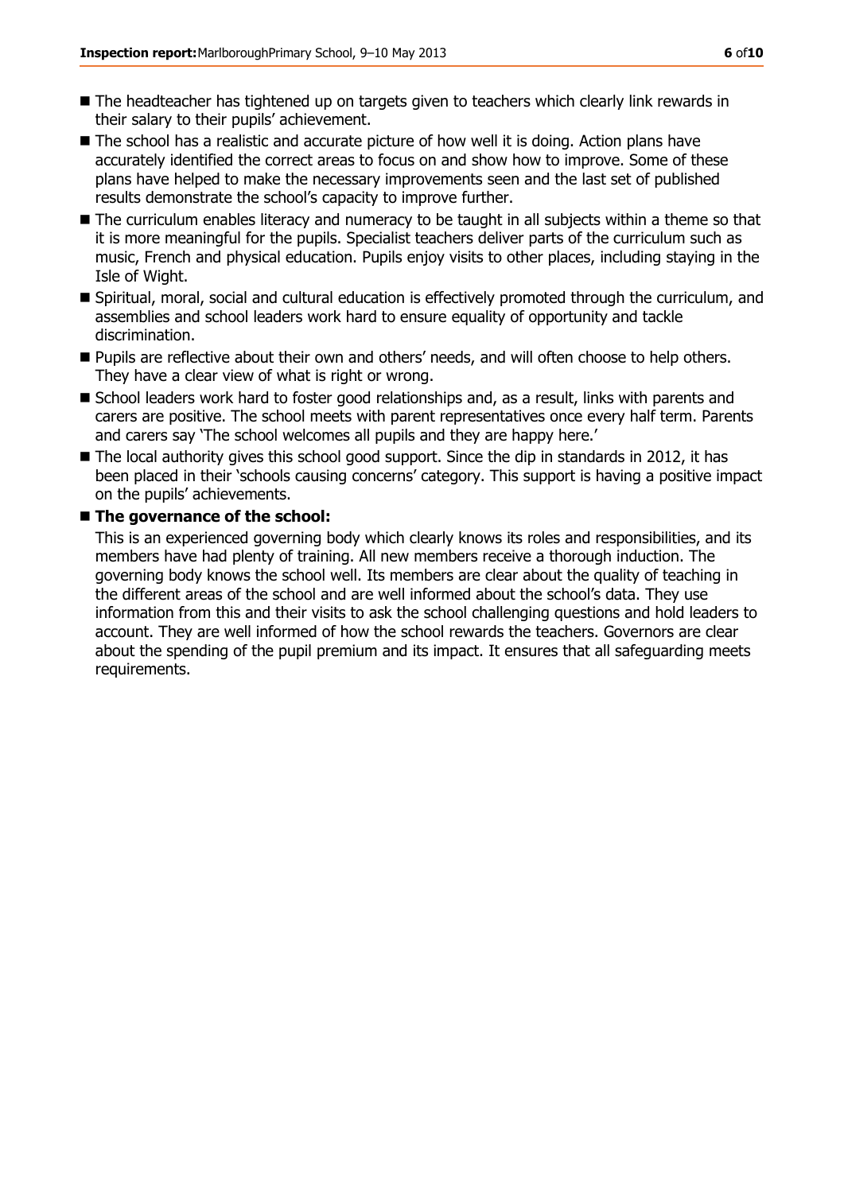- The headteacher has tightened up on targets given to teachers which clearly link rewards in their salary to their pupils' achievement.
- The school has a realistic and accurate picture of how well it is doing. Action plans have accurately identified the correct areas to focus on and show how to improve. Some of these plans have helped to make the necessary improvements seen and the last set of published results demonstrate the school's capacity to improve further.
- The curriculum enables literacy and numeracy to be taught in all subjects within a theme so that it is more meaningful for the pupils. Specialist teachers deliver parts of the curriculum such as music, French and physical education. Pupils enjoy visits to other places, including staying in the Isle of Wight.
- Spiritual, moral, social and cultural education is effectively promoted through the curriculum, and assemblies and school leaders work hard to ensure equality of opportunity and tackle discrimination.
- Pupils are reflective about their own and others' needs, and will often choose to help others. They have a clear view of what is right or wrong.
- School leaders work hard to foster good relationships and, as a result, links with parents and carers are positive. The school meets with parent representatives once every half term. Parents and carers say 'The school welcomes all pupils and they are happy here.'
- The local authority gives this school good support. Since the dip in standards in 2012, it has been placed in their 'schools causing concerns' category. This support is having a positive impact on the pupils' achievements.
- **The governance of the school:**

  This is an experienced governing body which clearly knows its roles and responsibilities, and its members have had plenty of training. All new members receive a thorough induction. The governing body knows the school well. Its members are clear about the quality of teaching in the different areas of the school and are well informed about the school's data. They use information from this and their visits to ask the school challenging questions and hold leaders to account. They are well informed of how the school rewards the teachers. Governors are clear about the spending of the pupil premium and its impact. It ensures that all safeguarding meets requirements.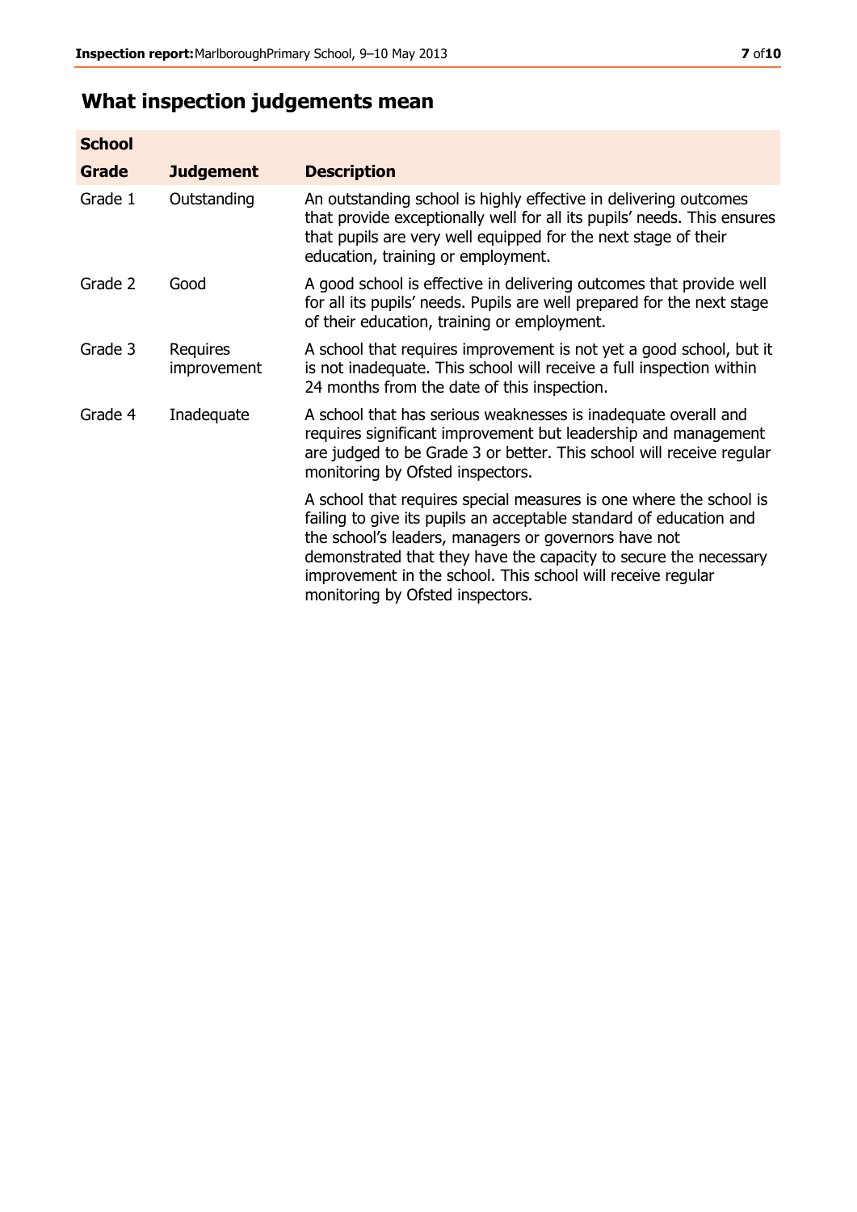## What inspection judgements mean

| School Grade | Judgement | Description |
|---|---|---|
| Grade 1 | Outstanding | An outstanding school is highly effective in delivering outcomes that provide exceptionally well for all its pupils' needs. This ensures that pupils are very well equipped for the next stage of their education, training or employment. |
| Grade 2 | Good | A good school is effective in delivering outcomes that provide well for all its pupils' needs. Pupils are well prepared for the next stage of their education, training or employment. |
| Grade 3 | Requires improvement | A school that requires improvement is not yet a good school, but it is not inadequate. This school will receive a full inspection within 24 months from the date of this inspection. |
| Grade 4 | Inadequate | A school that has serious weaknesses is inadequate overall and requires significant improvement but leadership and management are judged to be Grade 3 or better. This school will receive regular monitoring by Ofsted inspectors. |
| | | A school that requires special measures is one where the school is failing to give its pupils an acceptable standard of education and the school's leaders, managers or governors have not demonstrated that they have the capacity to secure the necessary improvement in the school. This school will receive regular monitoring by Ofsted inspectors. |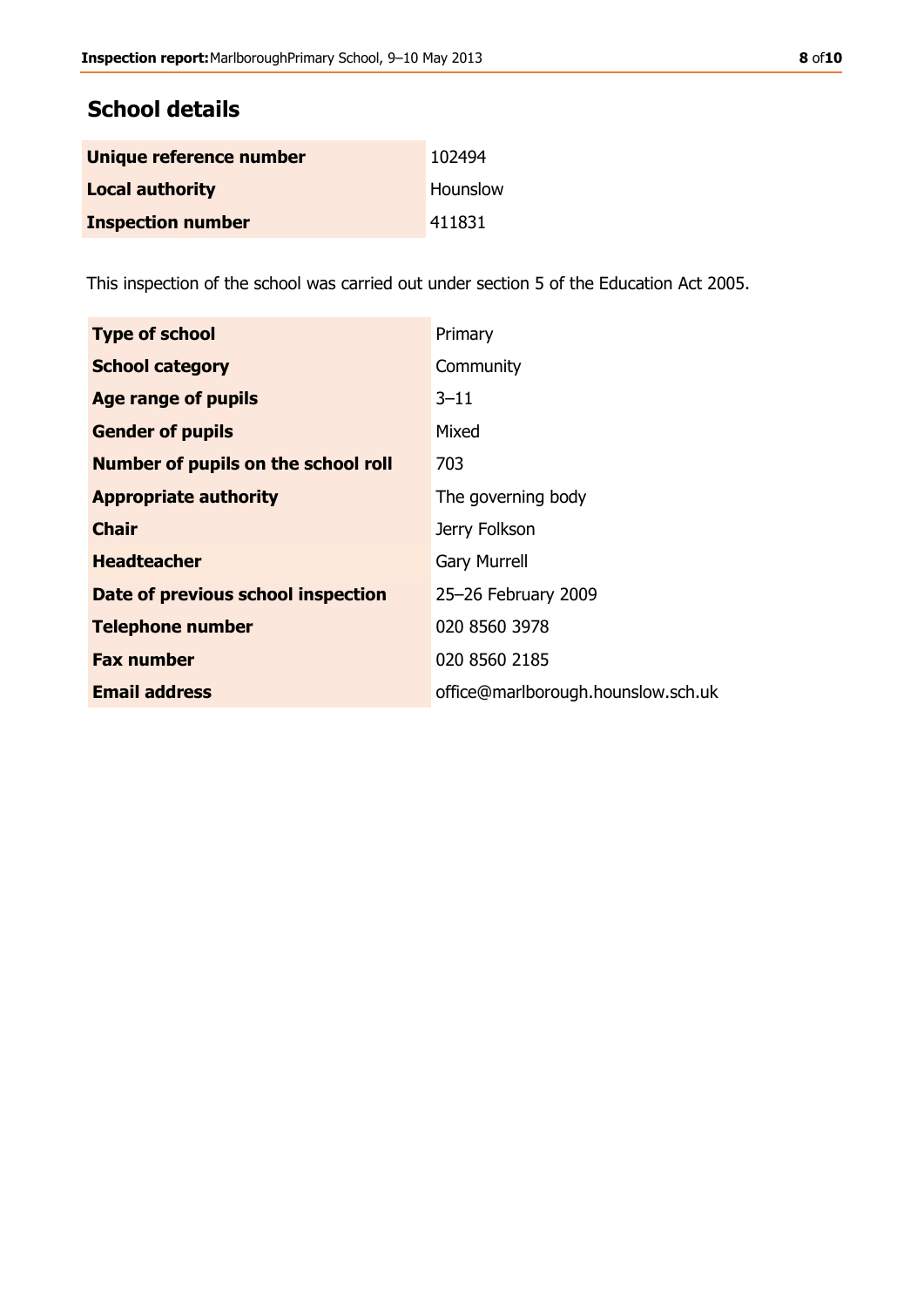## School details

| | |
|---|---|
| **Unique reference number** | 102494 |
| **Local authority** | Hounslow |
| **Inspection number** | 411831 |

This inspection of the school was carried out under section 5 of the Education Act 2005.

| | |
|---|---|
| **Type of school** | Primary |
| **School category** | Community |
| **Age range of pupils** | 3–11 |
| **Gender of pupils** | Mixed |
| **Number of pupils on the school roll** | 703 |
| **Appropriate authority** | The governing body |
| **Chair** | Jerry Folkson |
| **Headteacher** | Gary Murrell |
| **Date of previous school inspection** | 25–26 February 2009 |
| **Telephone number** | 020 8560 3978 |
| **Fax number** | 020 8560 2185 |
| **Email address** | office@marlborough.hounslow.sch.uk |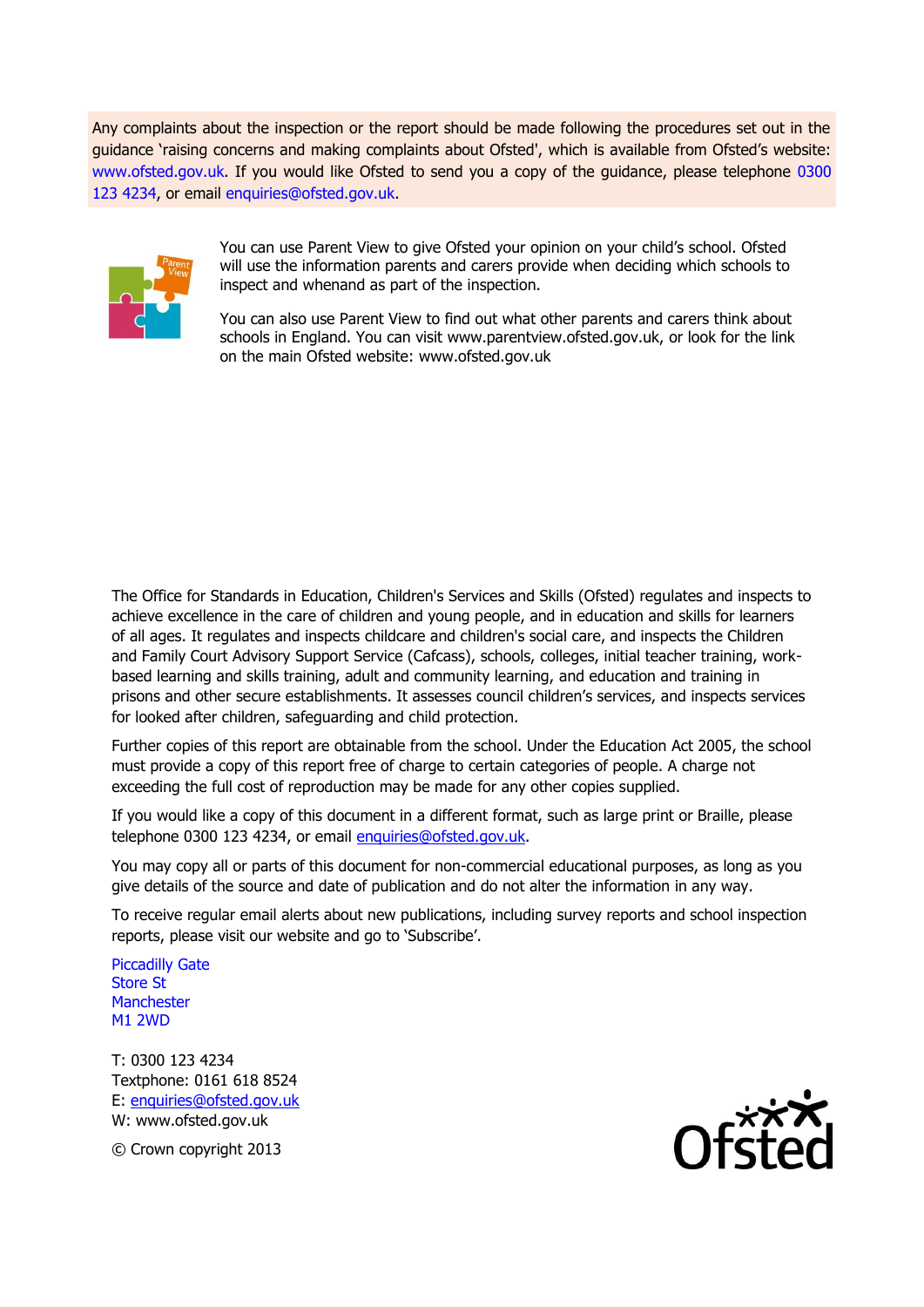Any complaints about the inspection or the report should be made following the procedures set out in the guidance 'raising concerns and making complaints about Ofsted', which is available from Ofsted's website: www.ofsted.gov.uk. If you would like Ofsted to send you a copy of the guidance, please telephone 0300 123 4234, or email enquiries@ofsted.gov.uk.

You can use Parent View to give Ofsted your opinion on your child's school. Ofsted will use the information parents and carers provide when deciding which schools to inspect and whenand as part of the inspection.

You can also use Parent View to find out what other parents and carers think about schools in England. You can visit www.parentview.ofsted.gov.uk, or look for the link on the main Ofsted website: www.ofsted.gov.uk

The Office for Standards in Education, Children's Services and Skills (Ofsted) regulates and inspects to achieve excellence in the care of children and young people, and in education and skills for learners of all ages. It regulates and inspects childcare and children's social care, and inspects the Children and Family Court Advisory Support Service (Cafcass), schools, colleges, initial teacher training, work-based learning and skills training, adult and community learning, and education and training in prisons and other secure establishments. It assesses council children's services, and inspects services for looked after children, safeguarding and child protection.

Further copies of this report are obtainable from the school. Under the Education Act 2005, the school must provide a copy of this report free of charge to certain categories of people. A charge not exceeding the full cost of reproduction may be made for any other copies supplied.

If you would like a copy of this document in a different format, such as large print or Braille, please telephone 0300 123 4234, or email enquiries@ofsted.gov.uk.

You may copy all or parts of this document for non-commercial educational purposes, as long as you give details of the source and date of publication and do not alter the information in any way.

To receive regular email alerts about new publications, including survey reports and school inspection reports, please visit our website and go to 'Subscribe'.

Piccadilly Gate
Store St
Manchester
M1 2WD

T: 0300 123 4234
Textphone: 0161 618 8524
E: enquiries@ofsted.gov.uk
W: www.ofsted.gov.uk

© Crown copyright 2013